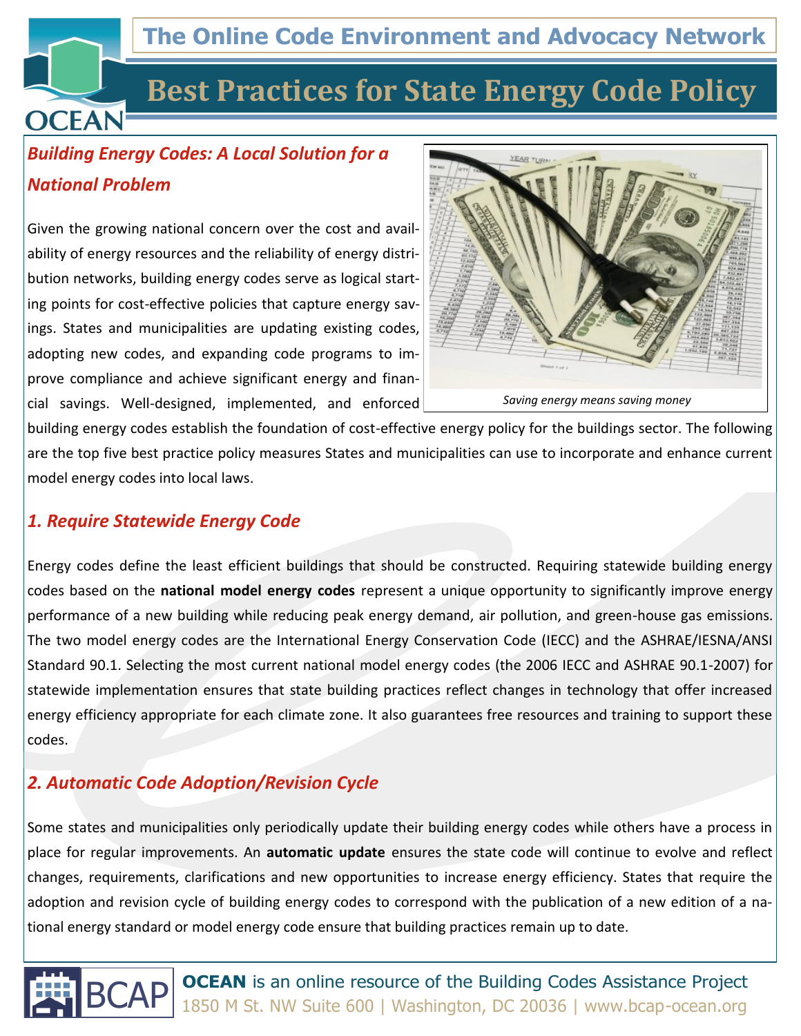# The Online Code Environment and Advocacy Network

# Best Practices for State Energy Code Policy

## *Building Energy Codes: A Local Solution for a National Problem*

Given the growing national concern over the cost and availability of energy resources and the reliability of energy distribution networks, building energy codes serve as logical starting points for cost-effective policies that capture energy savings. States and municipalities are updating existing codes, adopting new codes, and expanding code programs to improve compliance and achieve significant energy and financial savings. Well-designed, implemented, and enforced building energy codes establish the foundation of cost-effective energy policy for the buildings sector. The following are the top five best practice policy measures States and municipalities can use to incorporate and enhance current model energy codes into local laws.

*Saving energy means saving money*

## *1. Require Statewide Energy Code*

Energy codes define the least efficient buildings that should be constructed. Requiring statewide building energy codes based on the **national model energy codes** represent a unique opportunity to significantly improve energy performance of a new building while reducing peak energy demand, air pollution, and green-house gas emissions. The two model energy codes are the International Energy Conservation Code (IECC) and the ASHRAE/IESNA/ANSI Standard 90.1. Selecting the most current national model energy codes (the 2006 IECC and ASHRAE 90.1-2007) for statewide implementation ensures that state building practices reflect changes in technology that offer increased energy efficiency appropriate for each climate zone. It also guarantees free resources and training to support these codes.

## *2. Automatic Code Adoption/Revision Cycle*

Some states and municipalities only periodically update their building energy codes while others have a process in place for regular improvements. An **automatic update** ensures the state code will continue to evolve and reflect changes, requirements, clarifications and new opportunities to increase energy efficiency. States that require the adoption and revision cycle of building energy codes to correspond with the publication of a new edition of a national energy standard or model energy code ensure that building practices remain up to date.

**OCEAN** is an online resource of the Building Codes Assistance Project
1850 M St. NW Suite 600 | Washington, DC 20036 | www.bcap-ocean.org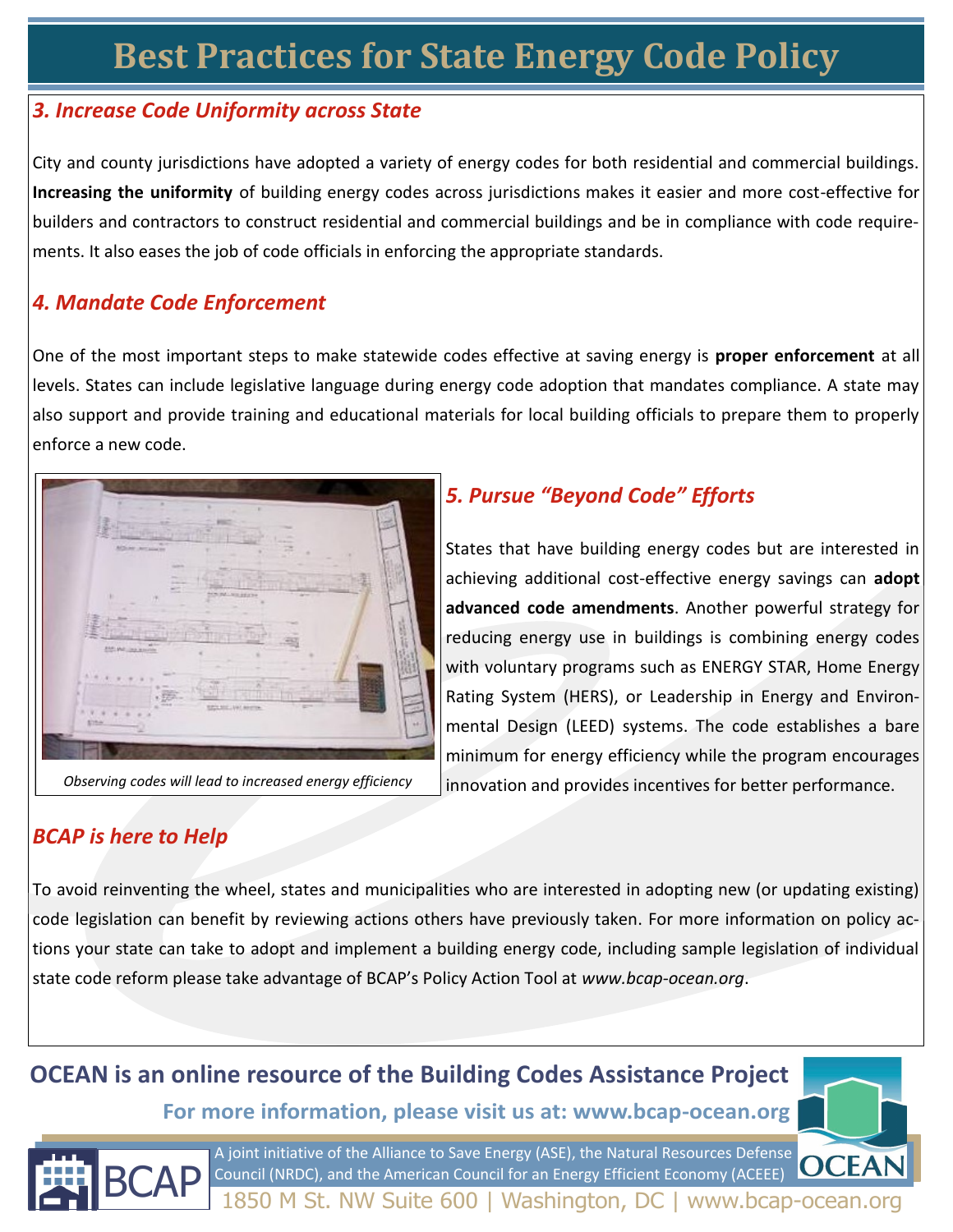# Best Practices for State Energy Code Policy

### *3. Increase Code Uniformity across State*

City and county jurisdictions have adopted a variety of energy codes for both residential and commercial buildings. **Increasing the uniformity** of building energy codes across jurisdictions makes it easier and more cost-effective for builders and contractors to construct residential and commercial buildings and be in compliance with code requirements. It also eases the job of code officials in enforcing the appropriate standards.

### *4. Mandate Code Enforcement*

One of the most important steps to make statewide codes effective at saving energy is **proper enforcement** at all levels. States can include legislative language during energy code adoption that mandates compliance. A state may also support and provide training and educational materials for local building officials to prepare them to properly enforce a new code.

*Observing codes will lead to increased energy efficiency*

### *5. Pursue "Beyond Code" Efforts*

States that have building energy codes but are interested in achieving additional cost-effective energy savings can **adopt advanced code amendments**. Another powerful strategy for reducing energy use in buildings is combining energy codes with voluntary programs such as ENERGY STAR, Home Energy Rating System (HERS), or Leadership in Energy and Environmental Design (LEED) systems. The code establishes a bare minimum for energy efficiency while the program encourages innovation and provides incentives for better performance.

### *BCAP is here to Help*

To avoid reinventing the wheel, states and municipalities who are interested in adopting new (or updating existing) code legislation can benefit by reviewing actions others have previously taken. For more information on policy actions your state can take to adopt and implement a building energy code, including sample legislation of individual state code reform please take advantage of BCAP's Policy Action Tool at *www.bcap-ocean.org*.

**OCEAN is an online resource of the Building Codes Assistance Project**

**For more information, please visit us at: www.bcap-ocean.org**

BCAP

A joint initiative of the Alliance to Save Energy (ASE), the Natural Resources Defense Council (NRDC), and the American Council for an Energy Efficient Economy (ACEEE)

OCEAN

1850 M St. NW Suite 600 | Washington, DC | www.bcap-ocean.org